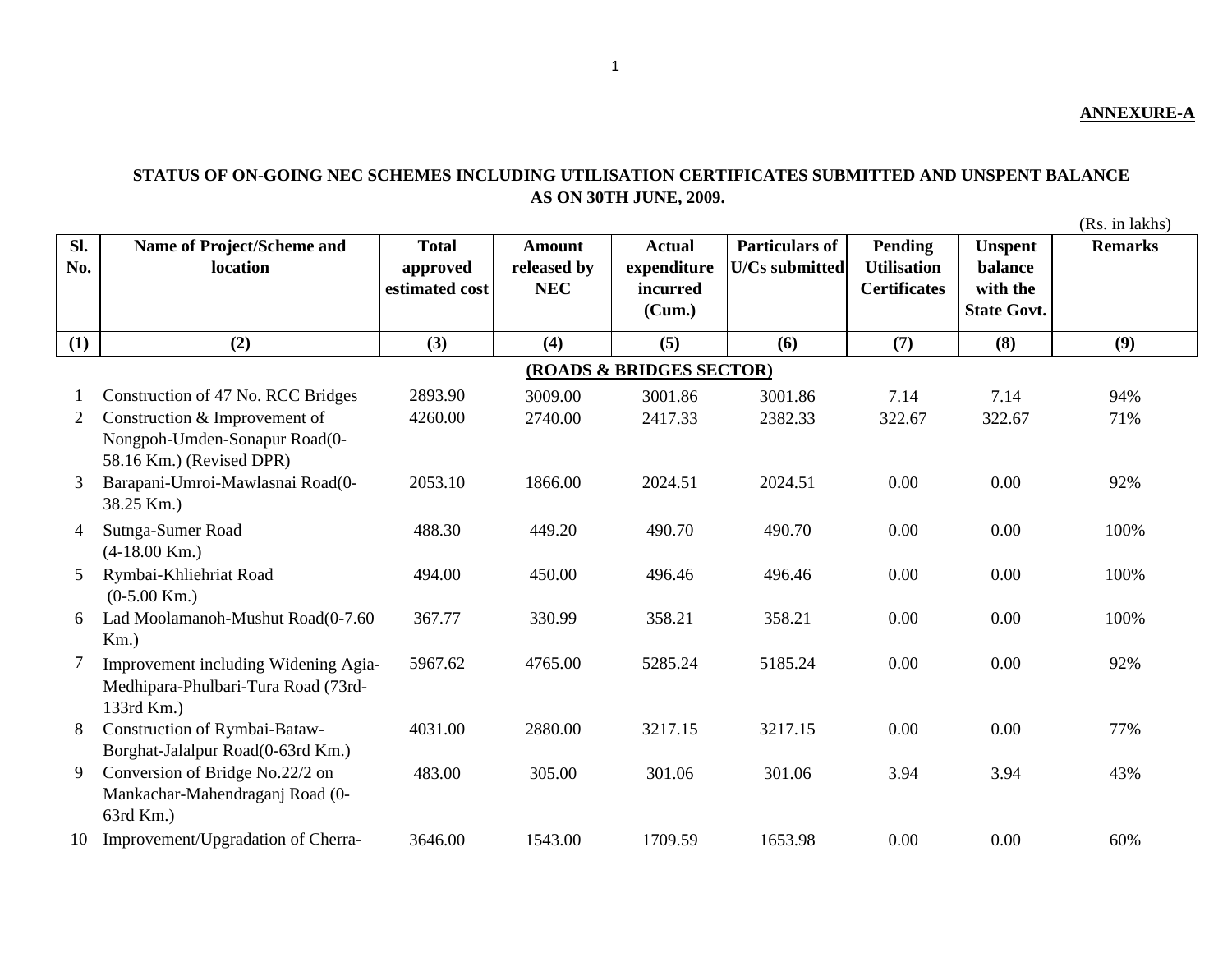**ANNEXURE-A**

**STATUS OF ON-GOING NEC SCHEMES INCLUDING UTILISATION CERTIFICATES SUBMITTED AND UNSPENT BALANCE AS ON 30TH JUNE, 2009.**

(Rs. in lakhs)

| Sl. No. | Name of Project/Scheme and location | Total approved estimated cost | Amount released by NEC | Actual expenditure incurred (Cum.) | Particulars of U/Cs submitted | Pending Utilisation Certificates | Unspent balance with the State Govt. | Remarks |
|---|---|---|---|---|---|---|---|---|
| (1) | (2) | (3) | (4) | (5) | (6) | (7) | (8) | (9) |
| | **(ROADS & BRIDGES SECTOR)** | | | | | | | |
| 1 | Construction of 47 No. RCC Bridges | 2893.90 | 3009.00 | 3001.86 | 3001.86 | 7.14 | 7.14 | 94% |
| 2 | Construction & Improvement of Nongpoh-Umden-Sonapur Road(0-58.16 Km.) (Revised DPR) | 4260.00 | 2740.00 | 2417.33 | 2382.33 | 322.67 | 322.67 | 71% |
| 3 | Barapani-Umroi-Mawlasnai Road(0-38.25 Km.) | 2053.10 | 1866.00 | 2024.51 | 2024.51 | 0.00 | 0.00 | 92% |
| 4 | Sutnga-Sumer Road (4-18.00 Km.) | 488.30 | 449.20 | 490.70 | 490.70 | 0.00 | 0.00 | 100% |
| 5 | Rymbai-Khliehriat Road (0-5.00 Km.) | 494.00 | 450.00 | 496.46 | 496.46 | 0.00 | 0.00 | 100% |
| 6 | Lad Moolamanoh-Mushut Road(0-7.60 Km.) | 367.77 | 330.99 | 358.21 | 358.21 | 0.00 | 0.00 | 100% |
| 7 | Improvement including Widening Agia-Medhipara-Phulbari-Tura Road (73rd-133rd Km.) | 5967.62 | 4765.00 | 5285.24 | 5185.24 | 0.00 | 0.00 | 92% |
| 8 | Construction of Rymbai-Bataw-Borghat-Jalalpur Road(0-63rd Km.) | 4031.00 | 2880.00 | 3217.15 | 3217.15 | 0.00 | 0.00 | 77% |
| 9 | Conversion of Bridge No.22/2 on Mankachar-Mahendraganj Road (0-63rd Km.) | 483.00 | 305.00 | 301.06 | 301.06 | 3.94 | 3.94 | 43% |
| 10 | Improvement/Upgradation of Cherra- | 3646.00 | 1543.00 | 1709.59 | 1653.98 | 0.00 | 0.00 | 60% |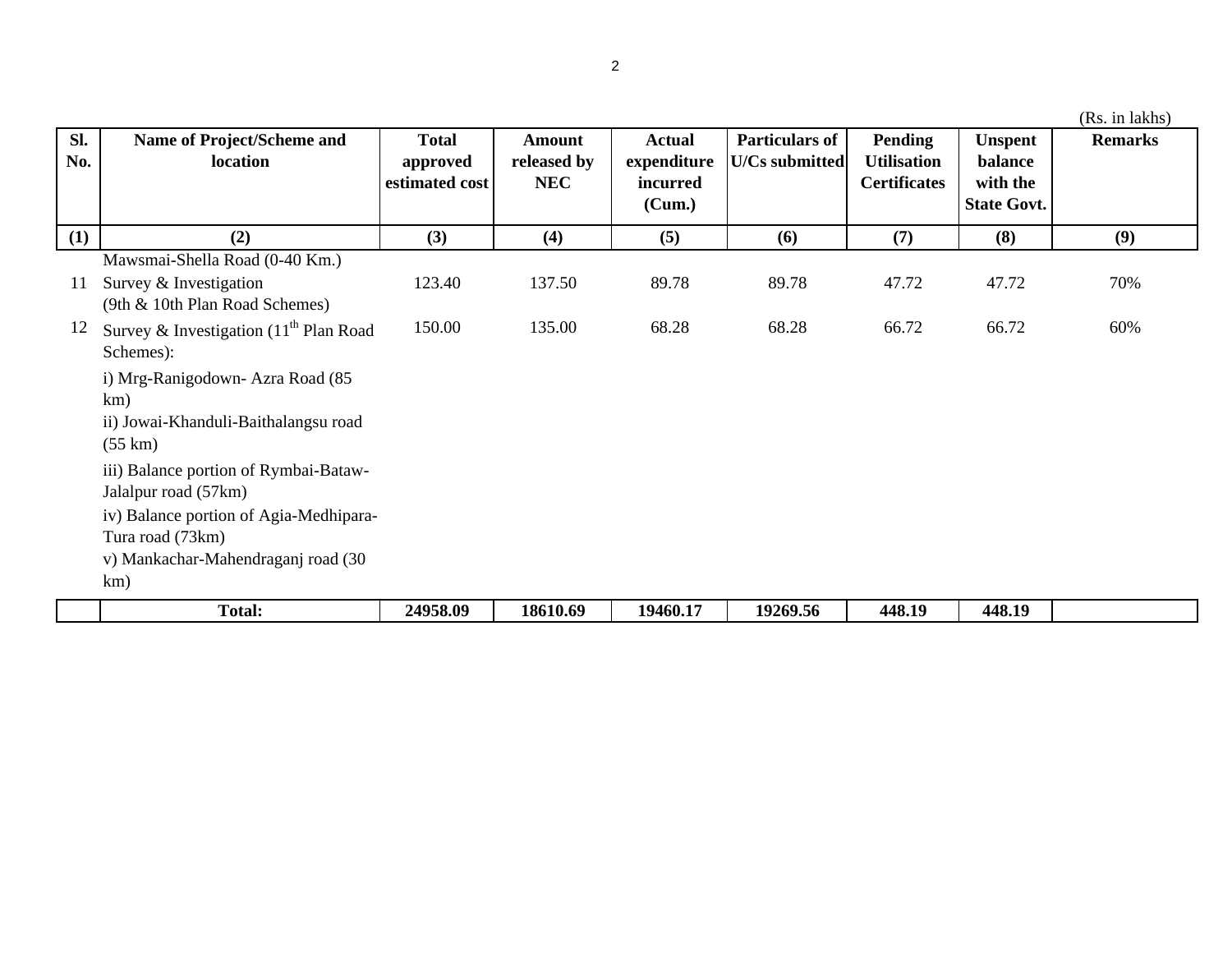(Rs. in lakhs)

| Sl. No. | Name of Project/Scheme and location | Total approved estimated cost | Amount released by NEC | Actual expenditure incurred (Cum.) | Particulars of U/Cs submitted | Pending Utilisation Certificates | Unspent balance with the State Govt. | Remarks |
|---|---|---|---|---|---|---|---|---|
| (1) | (2) | (3) | (4) | (5) | (6) | (7) | (8) | (9) |
| | Mawsmai-Shella Road (0-40 Km.) | | | | | | | |
| 11 | Survey & Investigation (9th & 10th Plan Road Schemes) | 123.40 | 137.50 | 89.78 | 89.78 | 47.72 | 47.72 | 70% |
| 12 | Survey & Investigation (11th Plan Road Schemes): i) Mrg-Ranigodown- Azra Road (85 km) ii) Jowai-Khanduli-Baithalangsu road (55 km) iii) Balance portion of Rymbai-Bataw-Jalalpur road (57km) iv) Balance portion of Agia-Medhipara-Tura road (73km) v) Mankachar-Mahendraganj road (30 km) | 150.00 | 135.00 | 68.28 | 68.28 | 66.72 | 66.72 | 60% |
| | **Total:** | **24958.09** | **18610.69** | **19460.17** | **19269.56** | **448.19** | **448.19** | |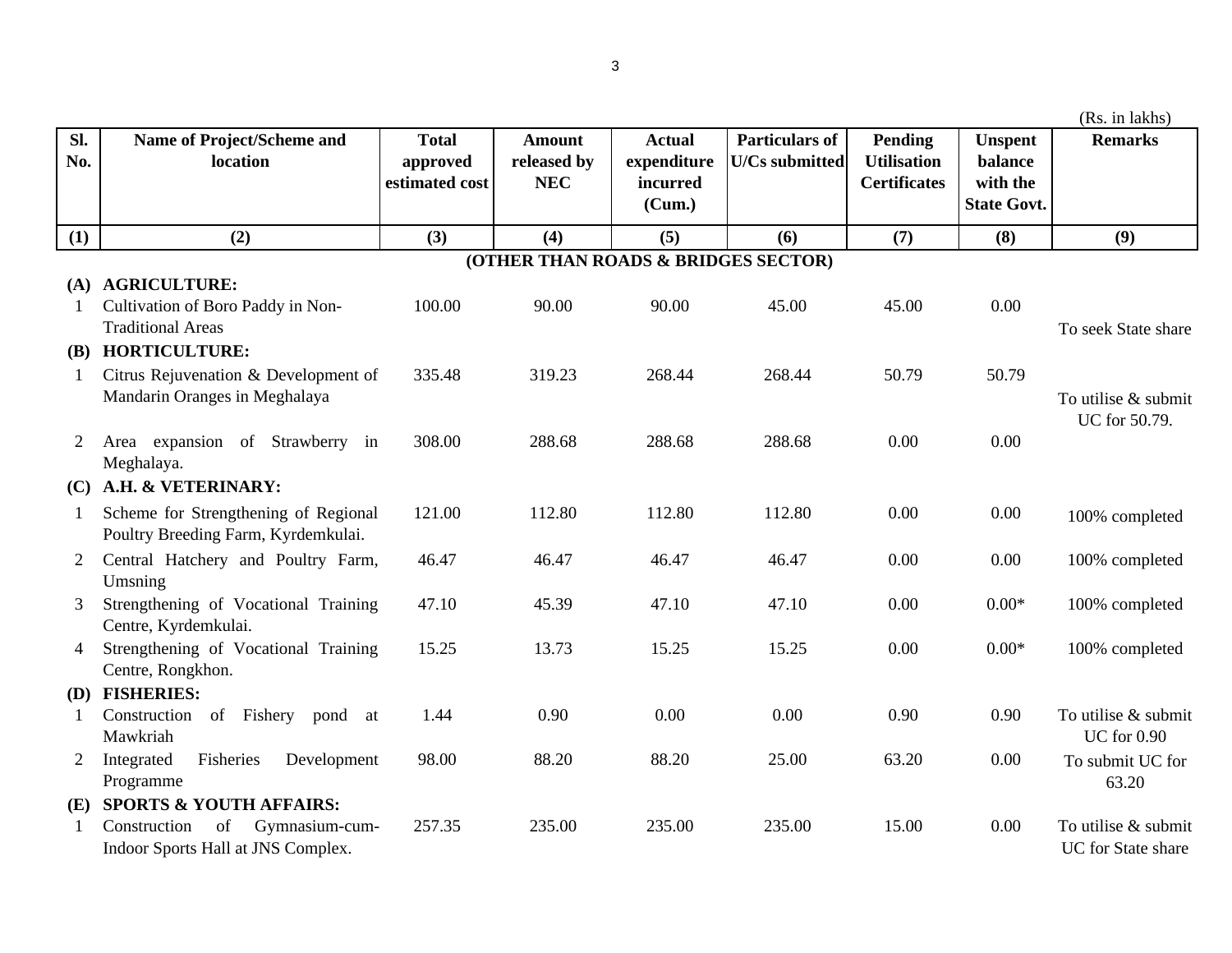(Rs. in lakhs)

| Sl. No. | Name of Project/Scheme and location | Total approved estimated cost | Amount released by NEC | Actual expenditure incurred (Cum.) | Particulars of U/Cs submitted | Pending Utilisation Certificates | Unspent balance with the State Govt. | Remarks |
|---|---|---|---|---|---|---|---|---|
| (1) | (2) | (3) | (4) | (5) | (6) | (7) | (8) | (9) |
| | **(OTHER THAN ROADS & BRIDGES SECTOR)** | | | | | | | |
| **(A)** | **AGRICULTURE:** | | | | | | | |
| 1 | Cultivation of Boro Paddy in Non-Traditional Areas | 100.00 | 90.00 | 90.00 | 45.00 | 45.00 | 0.00 | To seek State share |
| **(B)** | **HORTICULTURE:** | | | | | | | |
| 1 | Citrus Rejuvenation & Development of Mandarin Oranges in Meghalaya | 335.48 | 319.23 | 268.44 | 268.44 | 50.79 | 50.79 | To utilise & submit UC for 50.79. |
| 2 | Area expansion of Strawberry in Meghalaya. | 308.00 | 288.68 | 288.68 | 288.68 | 0.00 | 0.00 | |
| **(C)** | **A.H. & VETERINARY:** | | | | | | | |
| 1 | Scheme for Strengthening of Regional Poultry Breeding Farm, Kyrdemkulai. | 121.00 | 112.80 | 112.80 | 112.80 | 0.00 | 0.00 | 100% completed |
| 2 | Central Hatchery and Poultry Farm, Umsning | 46.47 | 46.47 | 46.47 | 46.47 | 0.00 | 0.00 | 100% completed |
| 3 | Strengthening of Vocational Training Centre, Kyrdemkulai. | 47.10 | 45.39 | 47.10 | 47.10 | 0.00 | 0.00* | 100% completed |
| 4 | Strengthening of Vocational Training Centre, Rongkhon. | 15.25 | 13.73 | 15.25 | 15.25 | 0.00 | 0.00* | 100% completed |
| **(D)** | **FISHERIES:** | | | | | | | |
| 1 | Construction of Fishery pond at Mawkriah | 1.44 | 0.90 | 0.00 | 0.00 | 0.90 | 0.90 | To utilise & submit UC for 0.90 |
| 2 | Integrated Fisheries Development Programme | 98.00 | 88.20 | 88.20 | 25.00 | 63.20 | 0.00 | To submit UC for 63.20 |
| **(E)** | **SPORTS & YOUTH AFFAIRS:** | | | | | | | |
| 1 | Construction of Gymnasium-cum-Indoor Sports Hall at JNS Complex. | 257.35 | 235.00 | 235.00 | 235.00 | 15.00 | 0.00 | To utilise & submit UC for State share |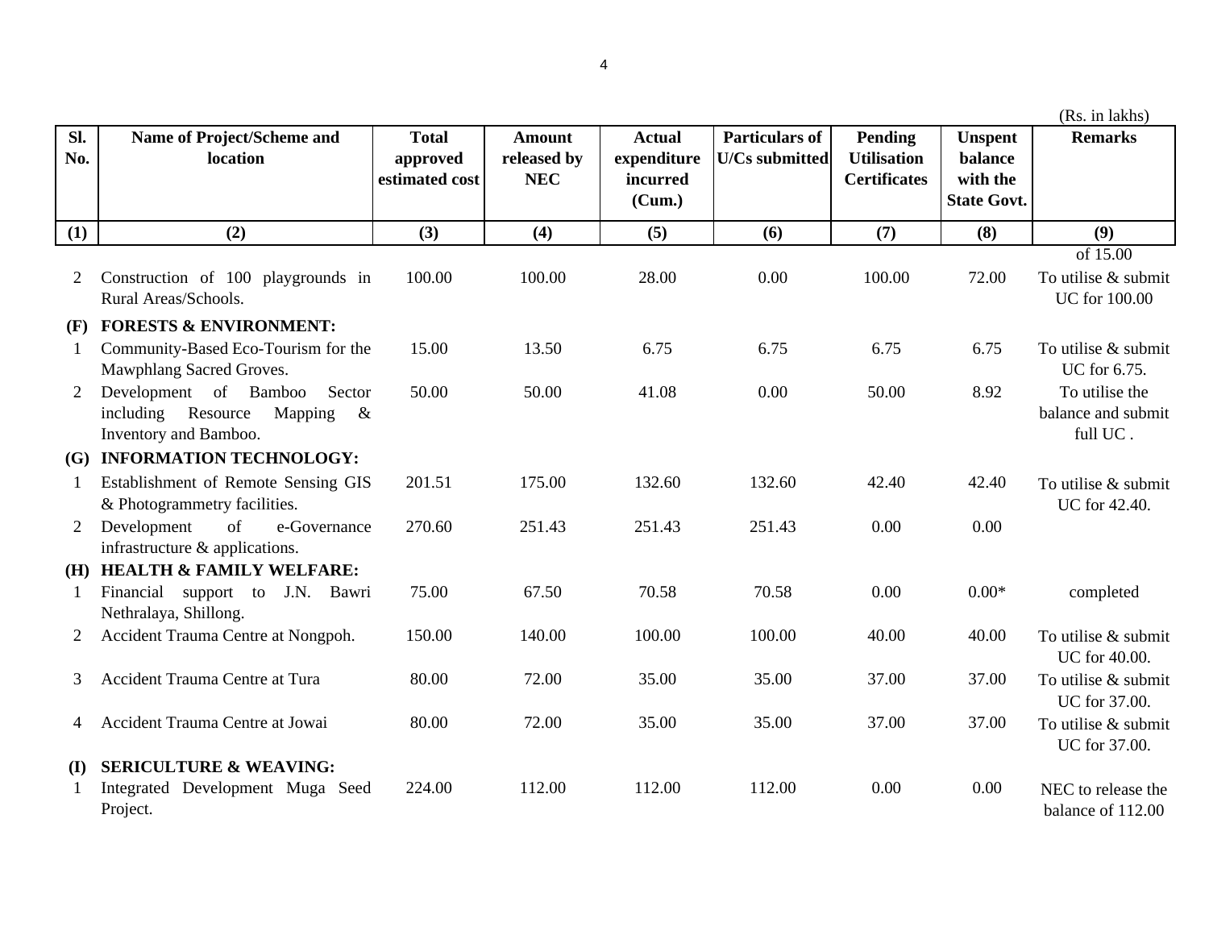(Rs. in lakhs)

| Sl. No. | Name of Project/Scheme and location | Total approved estimated cost | Amount released by NEC | Actual expenditure incurred (Cum.) | Particulars of U/Cs submitted | Pending Utilisation Certificates | Unspent balance with the State Govt. | Remarks |
|---|---|---|---|---|---|---|---|---|
| (1) | (2) | (3) | (4) | (5) | (6) | (7) | (8) | (9) |
| | | | | | | | | of 15.00 |
| 2 | Construction of 100 playgrounds in Rural Areas/Schools. | 100.00 | 100.00 | 28.00 | 0.00 | 100.00 | 72.00 | To utilise & submit UC for 100.00 |
| **(F)** | **FORESTS & ENVIRONMENT:** | | | | | | | |
| 1 | Community-Based Eco-Tourism for the Mawphlang Sacred Groves. | 15.00 | 13.50 | 6.75 | 6.75 | 6.75 | 6.75 | To utilise & submit UC for 6.75. |
| 2 | Development of Bamboo Sector including Resource Mapping & Inventory and Bamboo. | 50.00 | 50.00 | 41.08 | 0.00 | 50.00 | 8.92 | To utilise the balance and submit full UC . |
| **(G)** | **INFORMATION TECHNOLOGY:** | | | | | | | |
| 1 | Establishment of Remote Sensing GIS & Photogrammetry facilities. | 201.51 | 175.00 | 132.60 | 132.60 | 42.40 | 42.40 | To utilise & submit UC for 42.40. |
| 2 | Development of e-Governance infrastructure & applications. | 270.60 | 251.43 | 251.43 | 251.43 | 0.00 | 0.00 | |
| **(H)** | **HEALTH & FAMILY WELFARE:** | | | | | | | |
| 1 | Financial support to J.N. Bawri Nethralaya, Shillong. | 75.00 | 67.50 | 70.58 | 70.58 | 0.00 | 0.00* | completed |
| 2 | Accident Trauma Centre at Nongpoh. | 150.00 | 140.00 | 100.00 | 100.00 | 40.00 | 40.00 | To utilise & submit UC for 40.00. |
| 3 | Accident Trauma Centre at Tura | 80.00 | 72.00 | 35.00 | 35.00 | 37.00 | 37.00 | To utilise & submit UC for 37.00. |
| 4 | Accident Trauma Centre at Jowai | 80.00 | 72.00 | 35.00 | 35.00 | 37.00 | 37.00 | To utilise & submit UC for 37.00. |
| **(I)** | **SERICULTURE & WEAVING:** | | | | | | | |
| 1 | Integrated Development Muga Seed Project. | 224.00 | 112.00 | 112.00 | 112.00 | 0.00 | 0.00 | NEC to release the balance of 112.00 |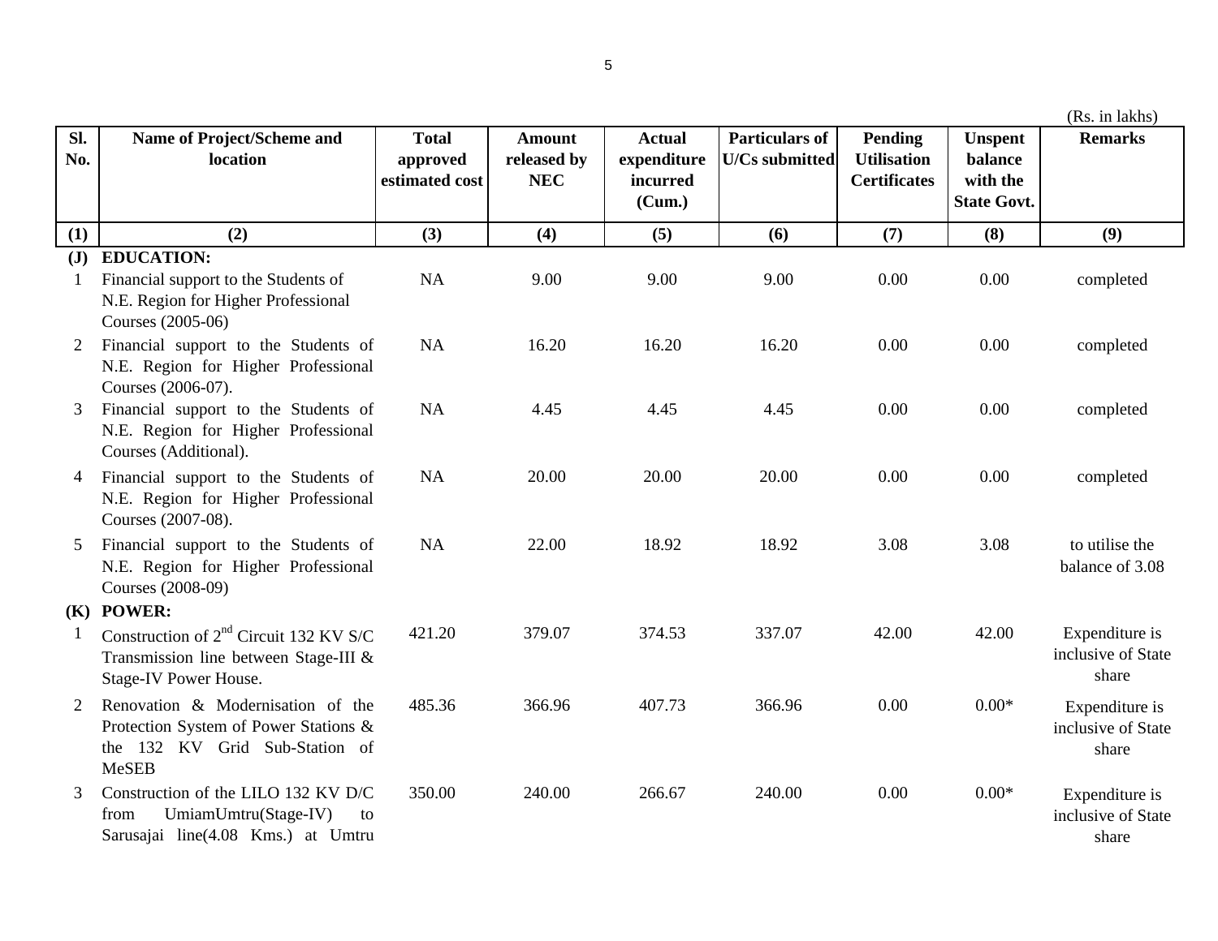(Rs. in lakhs)

| Sl. No. | Name of Project/Scheme and location | Total approved estimated cost | Amount released by NEC | Actual expenditure incurred (Cum.) | Particulars of U/Cs submitted | Pending Utilisation Certificates | Unspent balance with the State Govt. | Remarks |
|---|---|---|---|---|---|---|---|---|
| (1) | (2) | (3) | (4) | (5) | (6) | (7) | (8) | (9) |
| **(J)** | **EDUCATION:** | | | | | | | |
| 1 | Financial support to the Students of N.E. Region for Higher Professional Courses (2005-06) | NA | 9.00 | 9.00 | 9.00 | 0.00 | 0.00 | completed |
| 2 | Financial support to the Students of N.E. Region for Higher Professional Courses (2006-07). | NA | 16.20 | 16.20 | 16.20 | 0.00 | 0.00 | completed |
| 3 | Financial support to the Students of N.E. Region for Higher Professional Courses (Additional). | NA | 4.45 | 4.45 | 4.45 | 0.00 | 0.00 | completed |
| 4 | Financial support to the Students of N.E. Region for Higher Professional Courses (2007-08). | NA | 20.00 | 20.00 | 20.00 | 0.00 | 0.00 | completed |
| 5 | Financial support to the Students of N.E. Region for Higher Professional Courses (2008-09) | NA | 22.00 | 18.92 | 18.92 | 3.08 | 3.08 | to utilise the balance of 3.08 |
| **(K)** | **POWER:** | | | | | | | |
| 1 | Construction of 2nd Circuit 132 KV S/C Transmission line between Stage-III & Stage-IV Power House. | 421.20 | 379.07 | 374.53 | 337.07 | 42.00 | 42.00 | Expenditure is inclusive of State share |
| 2 | Renovation & Modernisation of the Protection System of Power Stations & the 132 KV Grid Sub-Station of MeSEB | 485.36 | 366.96 | 407.73 | 366.96 | 0.00 | 0.00* | Expenditure is inclusive of State share |
| 3 | Construction of the LILO 132 KV D/C from UmiamUmtru(Stage-IV) to Sarusajai line(4.08 Kms.) at Umtru | 350.00 | 240.00 | 266.67 | 240.00 | 0.00 | 0.00* | Expenditure is inclusive of State share |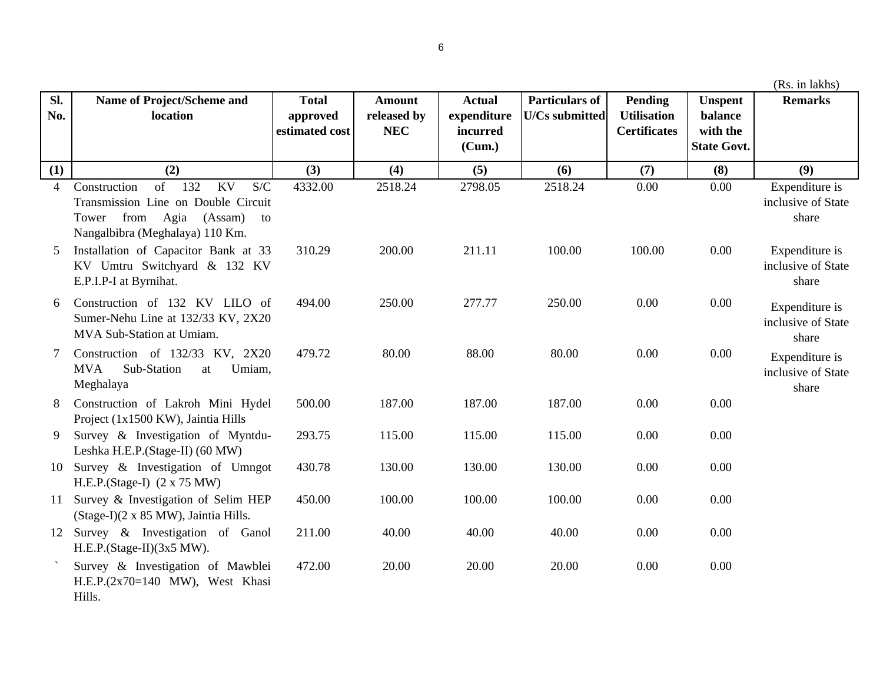(Rs. in lakhs)

| Sl. No. | Name of Project/Scheme and location | Total approved estimated cost | Amount released by NEC | Actual expenditure incurred (Cum.) | Particulars of U/Cs submitted | Pending Utilisation Certificates | Unspent balance with the State Govt. | Remarks |
|---|---|---|---|---|---|---|---|---|
| (1) | (2) | (3) | (4) | (5) | (6) | (7) | (8) | (9) |
| 4 | Construction of 132 KV S/C Transmission Line on Double Circuit Tower from Agia (Assam) to Nangalbibra (Meghalaya) 110 Km. | 4332.00 | 2518.24 | 2798.05 | 2518.24 | 0.00 | 0.00 | Expenditure is inclusive of State share |
| 5 | Installation of Capacitor Bank at 33 KV Umtru Switchyard & 132 KV E.P.I.P-I at Byrnihat. | 310.29 | 200.00 | 211.11 | 100.00 | 100.00 | 0.00 | Expenditure is inclusive of State share |
| 6 | Construction of 132 KV LILO of Sumer-Nehu Line at 132/33 KV, 2X20 MVA Sub-Station at Umiam. | 494.00 | 250.00 | 277.77 | 250.00 | 0.00 | 0.00 | Expenditure is inclusive of State share |
| 7 | Construction of 132/33 KV, 2X20 MVA Sub-Station at Umiam, Meghalaya | 479.72 | 80.00 | 88.00 | 80.00 | 0.00 | 0.00 | Expenditure is inclusive of State share |
| 8 | Construction of Lakroh Mini Hydel Project (1x1500 KW), Jaintia Hills | 500.00 | 187.00 | 187.00 | 187.00 | 0.00 | 0.00 | |
| 9 | Survey & Investigation of Myntdu-Leshka H.E.P.(Stage-II) (60 MW) | 293.75 | 115.00 | 115.00 | 115.00 | 0.00 | 0.00 | |
| 10 | Survey & Investigation of Umngot H.E.P.(Stage-I) (2 x 75 MW) | 430.78 | 130.00 | 130.00 | 130.00 | 0.00 | 0.00 | |
| 11 | Survey & Investigation of Selim HEP (Stage-I)(2 x 85 MW), Jaintia Hills. | 450.00 | 100.00 | 100.00 | 100.00 | 0.00 | 0.00 | |
| 12 | Survey & Investigation of Ganol H.E.P.(Stage-II)(3x5 MW). | 211.00 | 40.00 | 40.00 | 40.00 | 0.00 | 0.00 | |
| ` | Survey & Investigation of Mawblei H.E.P.(2x70=140 MW), West Khasi Hills. | 472.00 | 20.00 | 20.00 | 20.00 | 0.00 | 0.00 | |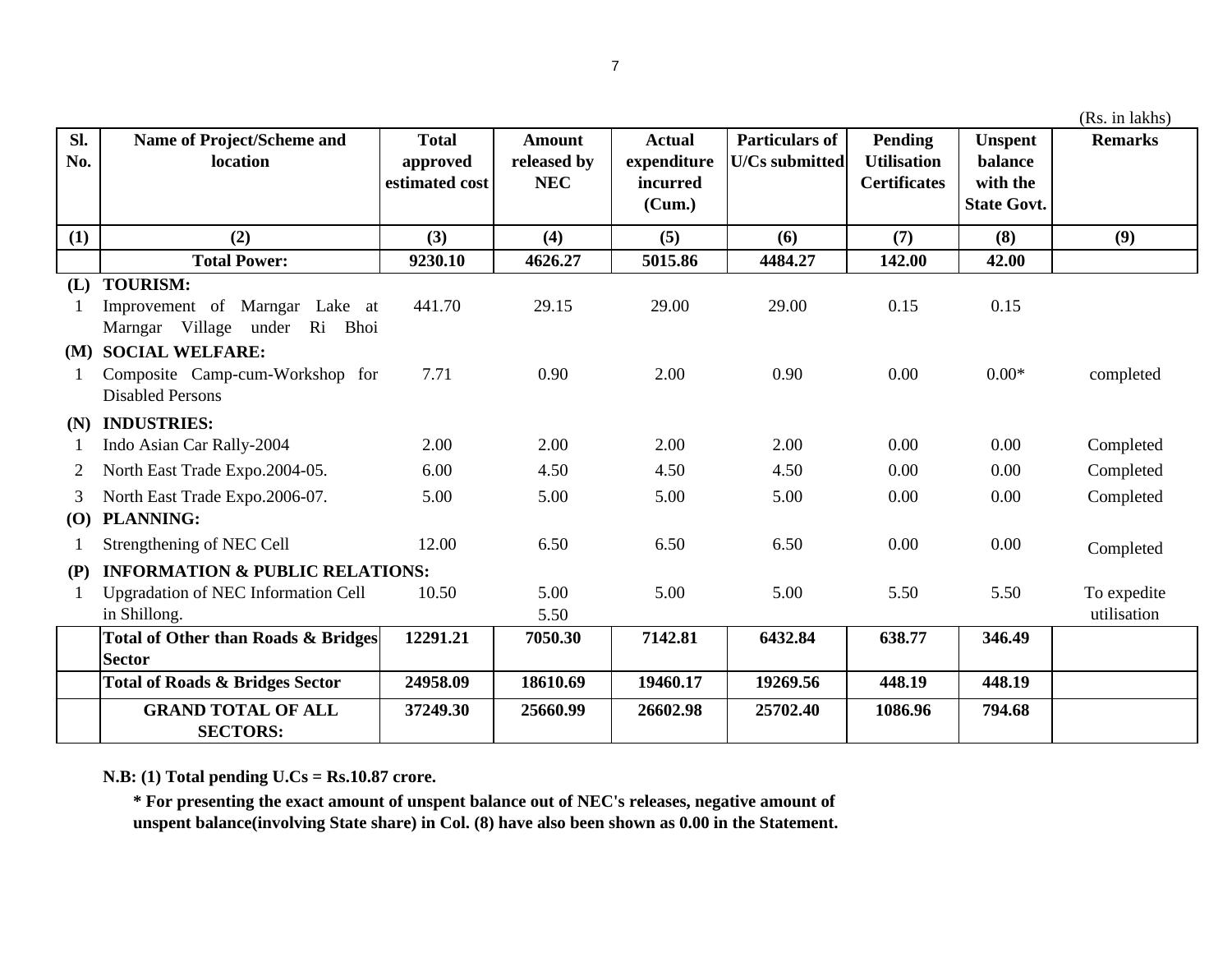(Rs. in lakhs)

| Sl. No. | Name of Project/Scheme and location | Total approved estimated cost | Amount released by NEC | Actual expenditure incurred (Cum.) | Particulars of U/Cs submitted | Pending Utilisation Certificates | Unspent balance with the State Govt. | Remarks |
|---|---|---|---|---|---|---|---|---|
| (1) | (2) | (3) | (4) | (5) | (6) | (7) | (8) | (9) |
| | **Total Power:** | **9230.10** | **4626.27** | **5015.86** | **4484.27** | **142.00** | **42.00** | |
| **(L)** | **TOURISM:** | | | | | | | |
| 1 | Improvement of Marngar Lake at Marngar Village under Ri Bhoi | 441.70 | 29.15 | 29.00 | 29.00 | 0.15 | 0.15 | |
| **(M)** | **SOCIAL WELFARE:** | | | | | | | |
| 1 | Composite Camp-cum-Workshop for Disabled Persons | 7.71 | 0.90 | 2.00 | 0.90 | 0.00 | 0.00* | completed |
| **(N)** | **INDUSTRIES:** | | | | | | | |
| 1 | Indo Asian Car Rally-2004 | 2.00 | 2.00 | 2.00 | 2.00 | 0.00 | 0.00 | Completed |
| 2 | North East Trade Expo.2004-05. | 6.00 | 4.50 | 4.50 | 4.50 | 0.00 | 0.00 | Completed |
| 3 | North East Trade Expo.2006-07. | 5.00 | 5.00 | 5.00 | 5.00 | 0.00 | 0.00 | Completed |
| **(O)** | **PLANNING:** | | | | | | | |
| 1 | Strengthening of NEC Cell | 12.00 | 6.50 | 6.50 | 6.50 | 0.00 | 0.00 | Completed |
| **(P)** | **INFORMATION & PUBLIC RELATIONS:** | | | | | | | |
| 1 | Upgradation of NEC Information Cell in Shillong. | 10.50 | 5.00<br>5.50 | 5.00 | 5.00 | 5.50 | 5.50 | To expedite utilisation |
| | **Total of Other than Roads & Bridges Sector** | **12291.21** | **7050.30** | **7142.81** | **6432.84** | **638.77** | **346.49** | |
| | **Total of Roads & Bridges Sector** | **24958.09** | **18610.69** | **19460.17** | **19269.56** | **448.19** | **448.19** | |
| | **GRAND TOTAL OF ALL SECTORS:** | **37249.30** | **25660.99** | **26602.98** | **25702.40** | **1086.96** | **794.68** | |

**N.B: (1) Total pending U.Cs = Rs.10.87 crore.**

**\* For presenting the exact amount of unspent balance out of NEC's releases, negative amount of unspent balance(involving State share) in Col. (8) have also been shown as 0.00 in the Statement.**